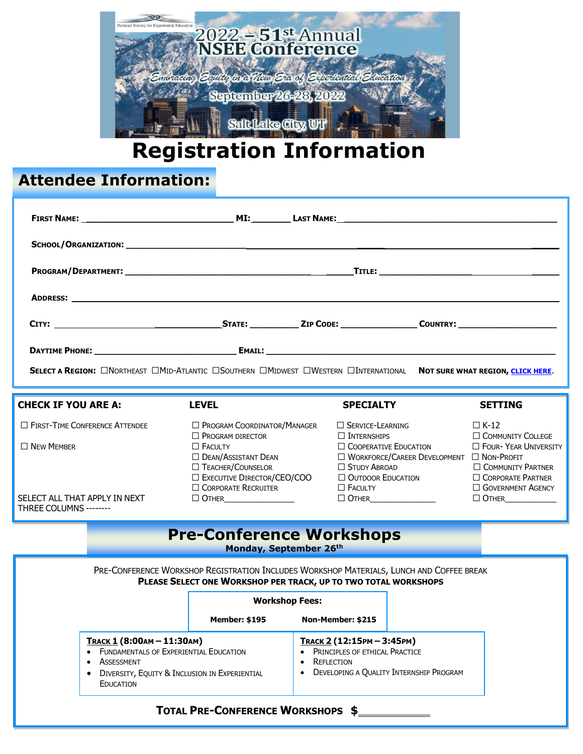National Society for Experiential Education

# 2022 – 51st Annual NSEE Conference

*Embracing Equity in a New Era of Experiential Education*

September 26-28, 2022

Salt Lake City, UT

# Registration Information

## Attendee Information:

**First Name:** ______________________ **MI:** ______ **Last Name:** ______________________

**School/Organization:** ______________________________________________

**Program/Department:** ______________________ **Title:** ______________________

**Address:** ______________________________________________

**City:** ______________ **State:** ________ **Zip Code:** ____________ **Country:** ______________

**Daytime Phone:** ______________________ **Email:** ______________________

**Select a Region:** ☐ Northeast ☐ Mid-Atlantic ☐ Southern ☐ Midwest ☐ Western ☐ International **Not sure what region, click here.**

| CHECK IF YOU ARE A: | LEVEL | SPECIALTY | SETTING |
|---|---|---|---|
| ☐ First-Time Conference Attendee | ☐ Program Coordinator/Manager | ☐ Service-Learning | ☐ K-12 |
| | ☐ Program director | ☐ Internships | ☐ Community College |
| ☐ New Member | ☐ Faculty | ☐ Cooperative Education | ☐ Four- Year University |
| | ☐ Dean/Assistant Dean | ☐ Workforce/Career Development | ☐ Non-Profit |
| | ☐ Teacher/Counselor | ☐ Study Abroad | ☐ Community Partner |
| | ☐ Executive Director/CEO/COO | ☐ Outdoor Education | ☐ Corporate Partner |
| | ☐ Corporate Recruiter | ☐ Faculty | ☐ Government Agency |
| SELECT ALL THAT APPLY IN NEXT THREE COLUMNS -------- | ☐ Other______________ | ☐ Other______________ | ☐ Other__________ |

## Pre-Conference Workshops

**Monday, September 26th**

Pre-Conference Workshop Registration Includes Workshop Materials, Lunch and Coffee Break

**Please Select One Workshop per Track, up to Two Total Workshops**

| Workshop Fees: | |
|---|---|
| **Member: $195** | **Non-Member: $215** |

| **Track 1 (8:00am – 11:30am)** | **Track 2 (12:15pm – 3:45pm)** |
|---|---|
| • Fundamentals of Experiential Education | • Principles of Ethical Practice |
| • Assessment | • Reflection |
| • Diversity, Equity & Inclusion in Experiential Education | • Developing a Quality Internship Program |

**Total Pre-Conference Workshops $**__________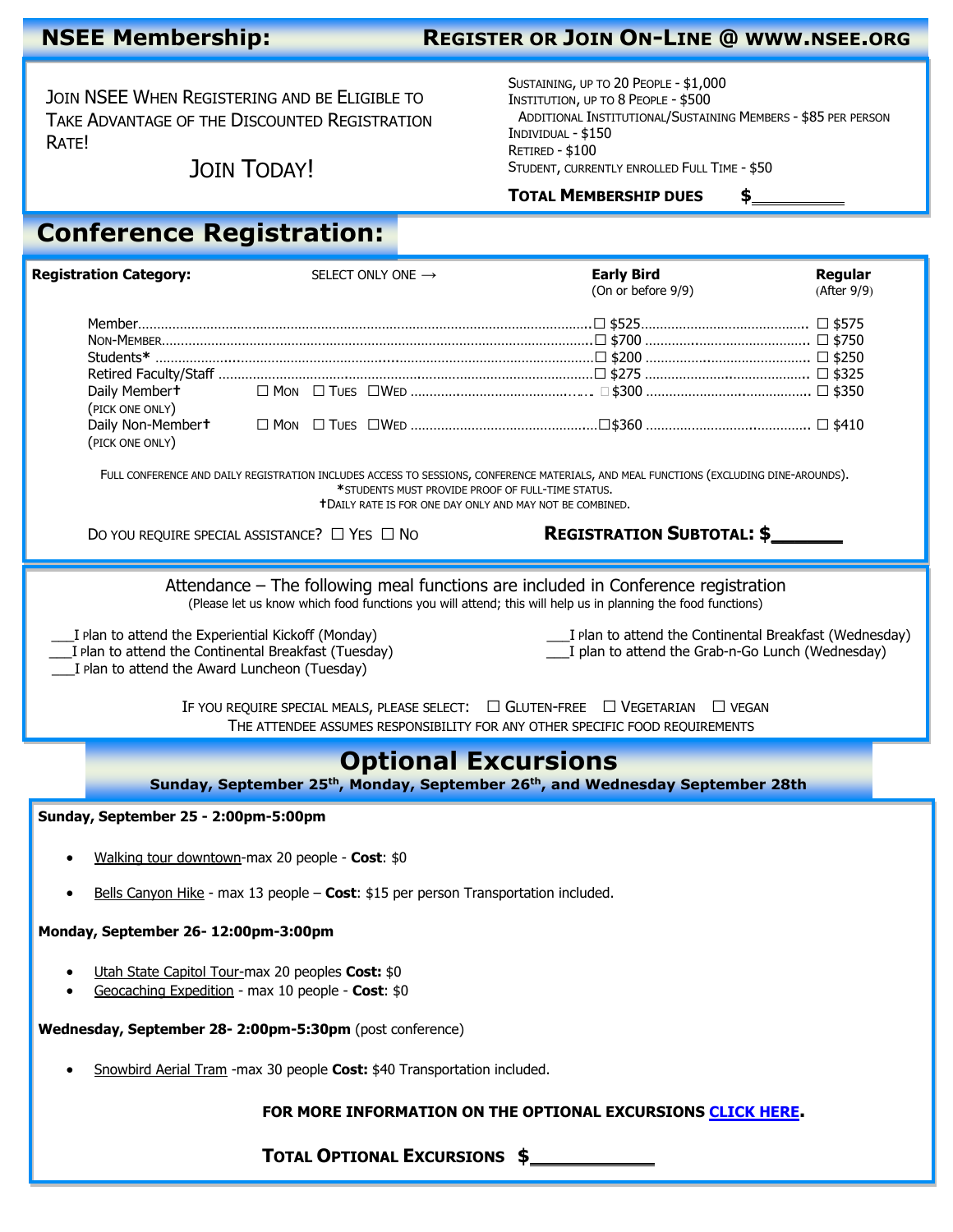## NSEE Membership: Register or Join On-Line @ www.nsee.org

Join NSEE When Registering and be Eligible to Take Advantage of the Discounted Registration Rate!

Join Today!

Sustaining, up to 20 People - $1,000
Institution, up to 8 People - $500
Additional Institutional/Sustaining Members - $85 per person
Individual - $150
Retired - $100
Student, currently enrolled Full Time - $50

**Total Membership Dues $\_\_\_\_\_\_\_\_\_\_**

## Conference Registration:

**Registration Category:** SELECT ONLY ONE →

| | | Early Bird (On or before 9/9) | Regular (After 9/9) |
|---|---|---|---|
| Member | | ☐ $525 | ☐ $575 |
| Non-Member | | ☐ $700 | ☐ $750 |
| Students* | | ☐ $200 | ☐ $250 |
| Retired Faculty/Staff | | ☐ $275 | ☐ $325 |
| Daily Member† (pick one only) | ☐ Mon ☐ Tues ☐Wed | ☐ $300 | ☐ $350 |
| Daily Non-Member† (pick one only) | ☐ Mon ☐ Tues ☐Wed | ☐$360 | ☐ $410 |

Full conference and daily registration includes access to sessions, conference materials, and meal functions (excluding dine-arounds).
*students must provide proof of full-time status.
†Daily rate is for one day only and may not be combined.

Do you require special assistance? ☐ Yes ☐ No

**Registration Subtotal: $\_\_\_\_\_\_\_**

Attendance – The following meal functions are included in Conference registration
(Please let us know which food functions you will attend; this will help us in planning the food functions)

\_\_\_I plan to attend the Experiential Kickoff (Monday)
\_\_\_I plan to attend the Continental Breakfast (Tuesday)
\_\_\_I plan to attend the Award Luncheon (Tuesday)
\_\_\_I plan to attend the Continental Breakfast (Wednesday)
\_\_\_I plan to attend the Grab-n-Go Lunch (Wednesday)

If you require special meals, please select: ☐ Gluten-free ☐ Vegetarian ☐ Vegan
The attendee assumes responsibility for any other specific food requirements

## Optional Excursions

**Sunday, September 25th, Monday, September 26th, and Wednesday September 28th**

**Sunday, September 25 - 2:00pm-5:00pm**

- Walking tour downtown-max 20 people - **Cost**: $0
- Bells Canyon Hike - max 13 people – **Cost**: $15 per person Transportation included.

**Monday, September 26- 12:00pm-3:00pm**

- Utah State Capitol Tour-max 20 peoples **Cost:** $0
- Geocaching Expedition - max 10 people - **Cost**: $0

**Wednesday, September 28- 2:00pm-5:30pm** (post conference)

- Snowbird Aerial Tram -max 30 people **Cost:** $40 Transportation included.

**For more information on the optional excursions click here.**

**Total Optional Excursions $\_\_\_\_\_\_\_\_\_\_\_\_**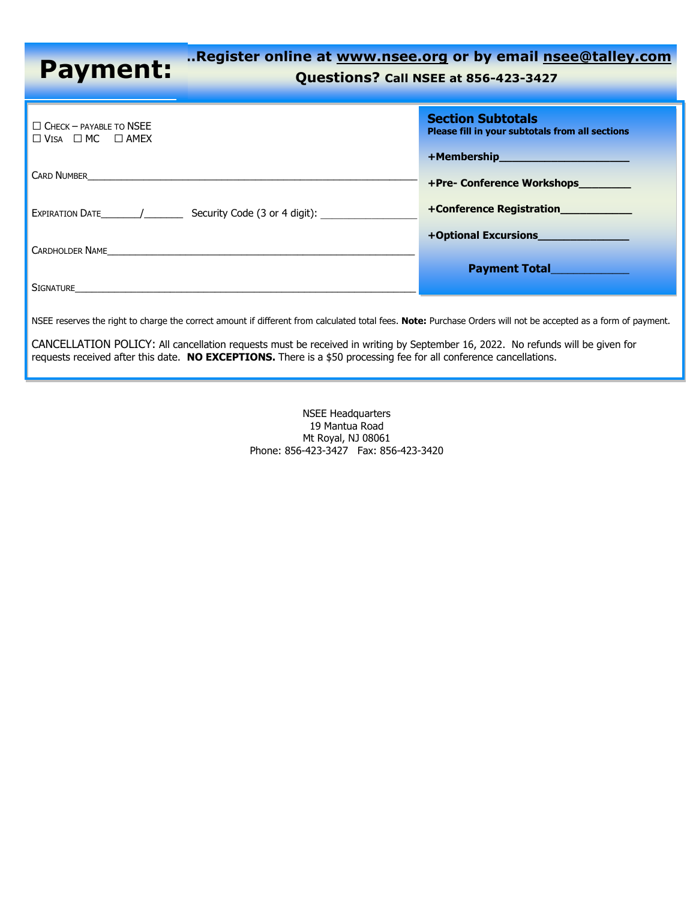# Payment:

**..Register online at www.nsee.org or by email nsee@talley.com**

**Questions? Call NSEE at 856-423-3427**

☐ Check – payable to NSEE
☐ Visa ☐ MC ☐ AMEX

Card Number_______________________________________________________

Expiration Date_______/_______ Security Code (3 or 4 digit): _________________

Cardholder Name____________________________________________________

Signature_________________________________________________________

**Section Subtotals**
**Please fill in your subtotals from all sections**

**+Membership____________________**

**+Pre- Conference Workshops________**

**+Conference Registration___________**

**+Optional Excursions______________**

**Payment Total____________**

NSEE reserves the right to charge the correct amount if different from calculated total fees. **Note:** Purchase Orders will not be accepted as a form of payment.

CANCELLATION POLICY: All cancellation requests must be received in writing by September 16, 2022. No refunds will be given for requests received after this date. **NO EXCEPTIONS.** There is a $50 processing fee for all conference cancellations.

NSEE Headquarters
19 Mantua Road
Mt Royal, NJ 08061
Phone: 856-423-3427 Fax: 856-423-3420